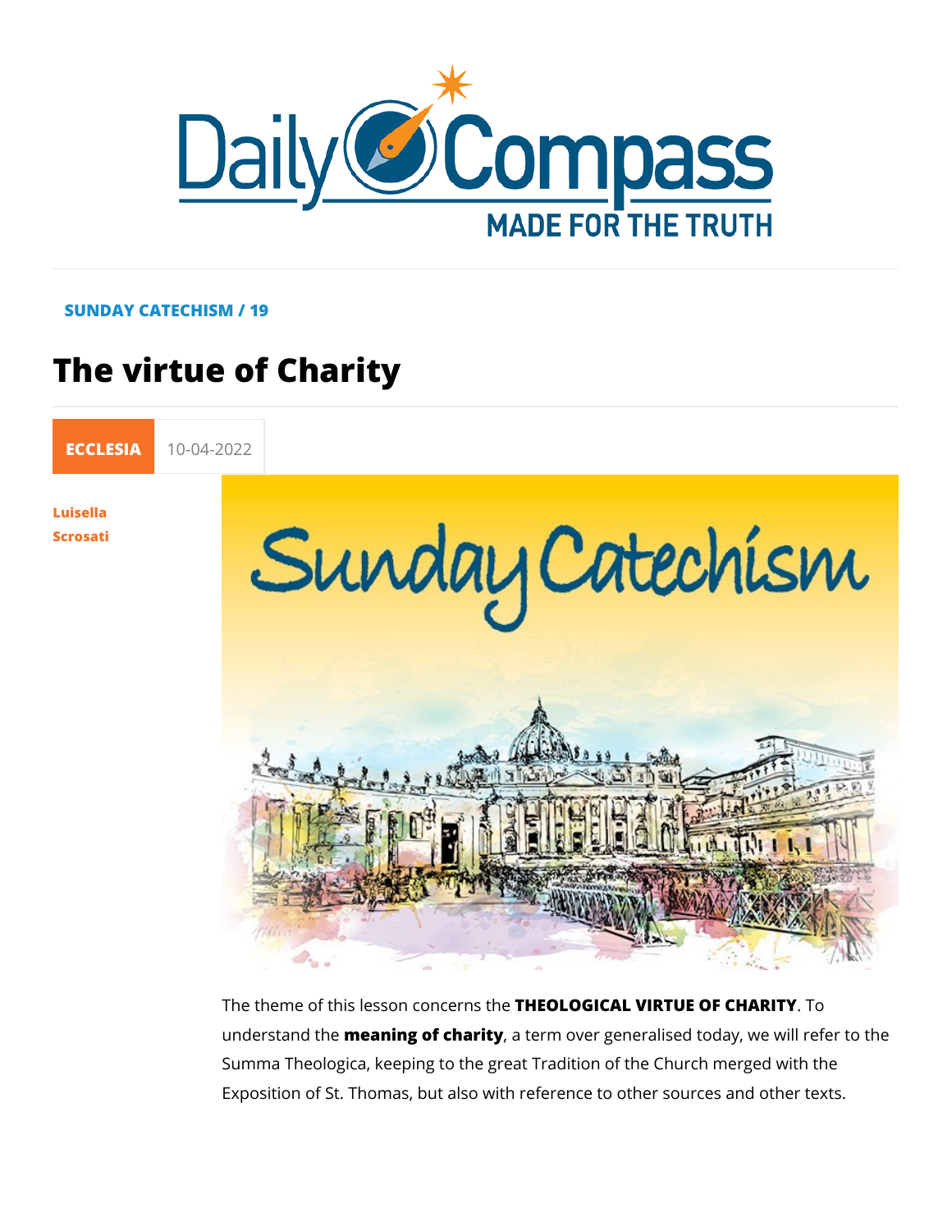SUNDAY CATECHISM / 19

# The virtue of Charity

ECCLESIA 10-04-2022

Luisella Scrosati

The theme of this lesson concerns the **THEOLOGICAL VIRTUE OF CHARITY**. To understand the **meaning of charity**, a term over generalised today, we will refer to the Summa Theologica, keeping to the great Tradition of the Church merged with the Exposition of St. Thomas, but also with reference to other sources and other texts.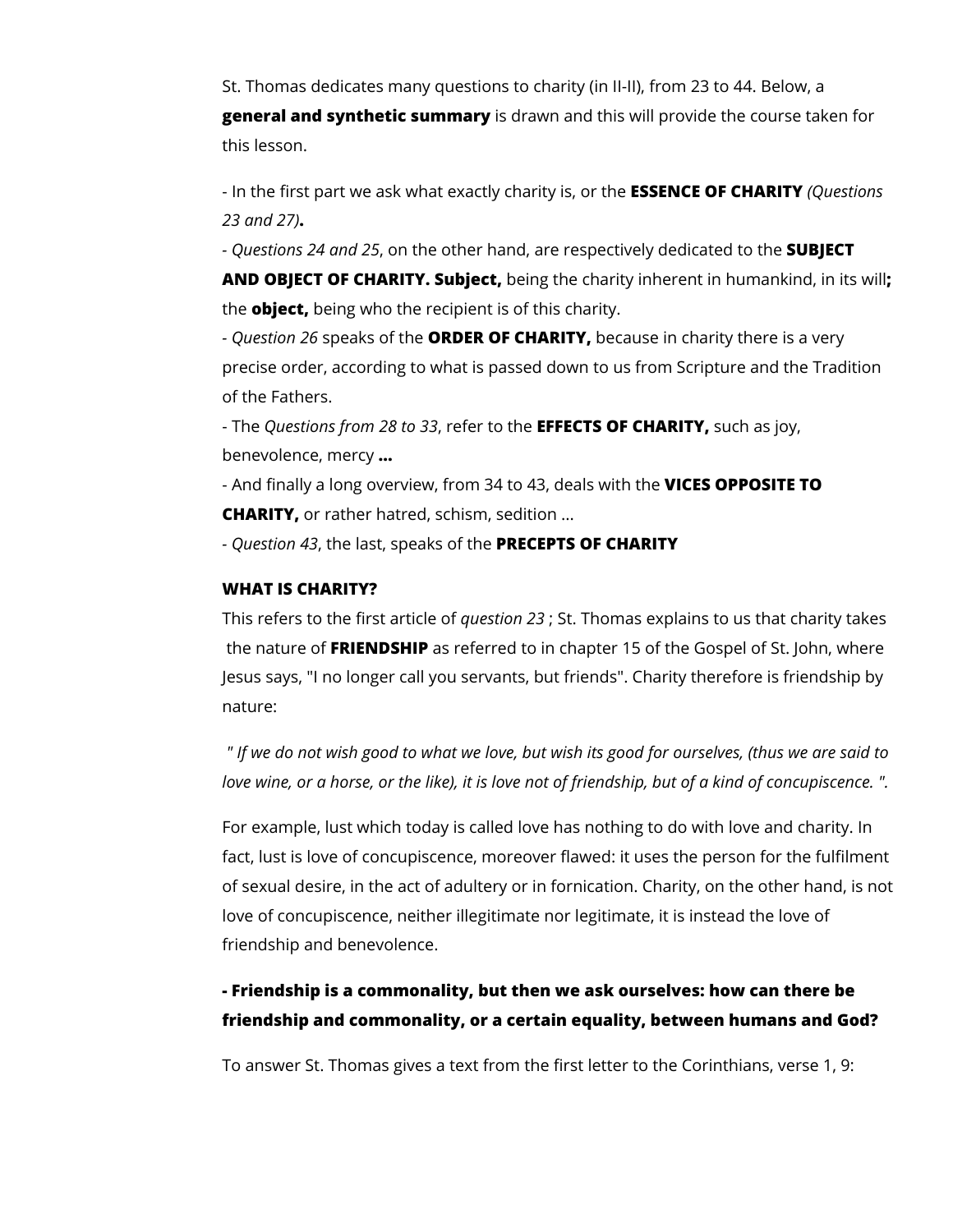St. Thomas dedicates many questions to charity (in II-II), from 23 to 44. Below, a **general and synthetic summary** is drawn and this will provide the course taken for this lesson.

- In the first part we ask what exactly charity is, or the **ESSENCE OF CHARITY** *(Questions 23 and 27)***.**
- *Questions 24 and 25*, on the other hand, are respectively dedicated to the **SUBJECT AND OBJECT OF CHARITY. Subject,** being the charity inherent in humankind, in its will**;** the **object,** being who the recipient is of this charity.
- *Question 26* speaks of the **ORDER OF CHARITY,** because in charity there is a very precise order, according to what is passed down to us from Scripture and the Tradition of the Fathers.
- The *Questions from 28 to 33*, refer to the **EFFECTS OF CHARITY,** such as joy, benevolence, mercy **...**
- And finally a long overview, from 34 to 43, deals with the **VICES OPPOSITE TO CHARITY,** or rather hatred, schism, sedition ...
- *Question 43*, the last, speaks of the **PRECEPTS OF CHARITY**

**WHAT IS CHARITY?**

This refers to the first article of *question 23* ; St. Thomas explains to us that charity takes the nature of **FRIENDSHIP** as referred to in chapter 15 of the Gospel of St. John, where Jesus says, "I no longer call you servants, but friends". Charity therefore is friendship by nature:

*" If we do not wish good to what we love, but wish its good for ourselves, (thus we are said to love wine, or a horse, or the like), it is love not of friendship, but of a kind of concupiscence. ".*

For example, lust which today is called love has nothing to do with love and charity. In fact, lust is love of concupiscence, moreover flawed: it uses the person for the fulfilment of sexual desire, in the act of adultery or in fornication. Charity, on the other hand, is not love of concupiscence, neither illegitimate nor legitimate, it is instead the love of friendship and benevolence.

**- Friendship is a commonality, but then we ask ourselves: how can there be friendship and commonality, or a certain equality, between humans and God?**

To answer St. Thomas gives a text from the first letter to the Corinthians, verse 1, 9: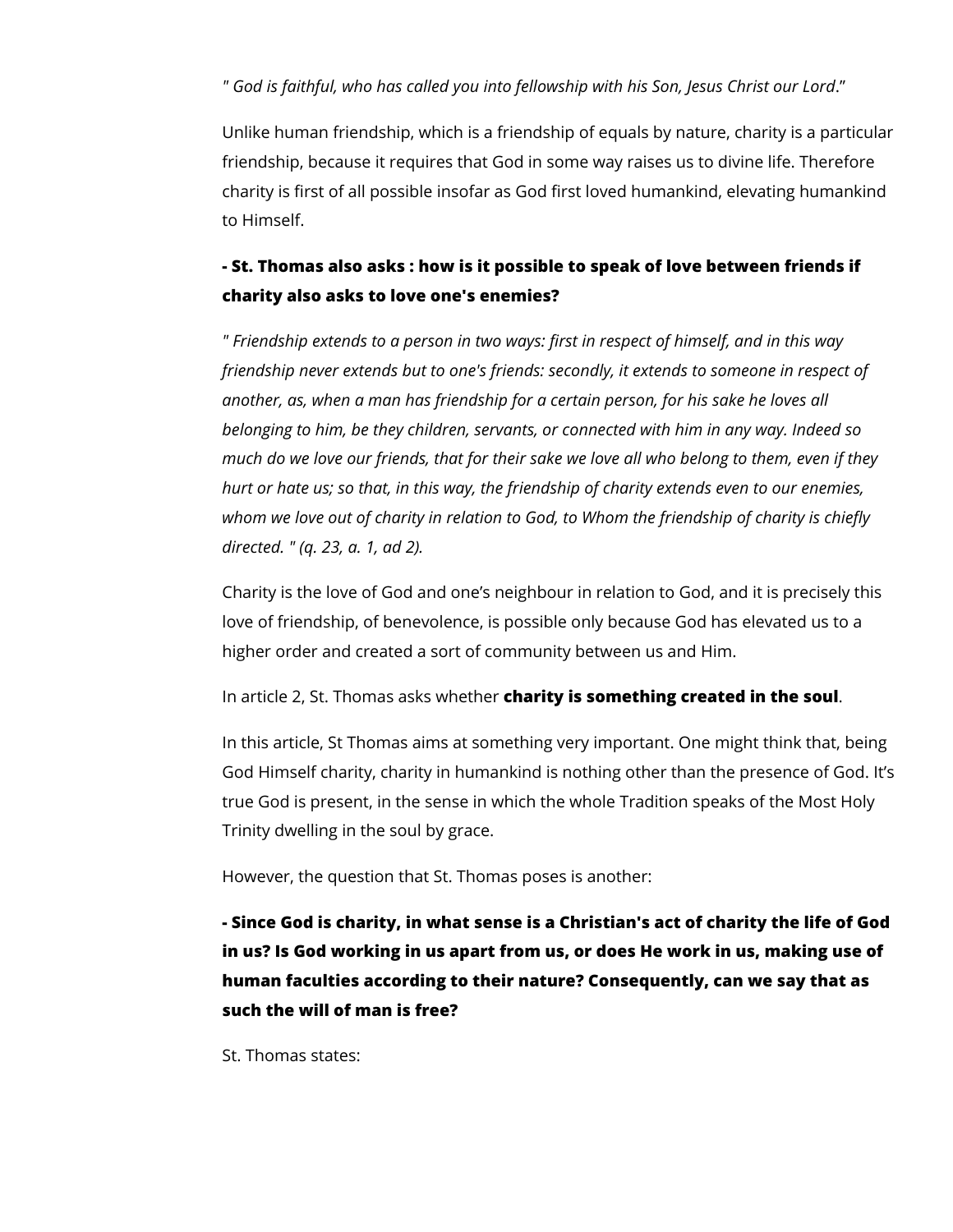*" God is faithful, who has called you into fellowship with his Son, Jesus Christ our Lord*."

Unlike human friendship, which is a friendship of equals by nature, charity is a particular friendship, because it requires that God in some way raises us to divine life. Therefore charity is first of all possible insofar as God first loved humankind, elevating humankind to Himself.

**- St. Thomas also asks : how is it possible to speak of love between friends if charity also asks to love one's enemies?**

*" Friendship extends to a person in two ways: first in respect of himself, and in this way friendship never extends but to one's friends: secondly, it extends to someone in respect of another, as, when a man has friendship for a certain person, for his sake he loves all belonging to him, be they children, servants, or connected with him in any way. Indeed so much do we love our friends, that for their sake we love all who belong to them, even if they hurt or hate us; so that, in this way, the friendship of charity extends even to our enemies, whom we love out of charity in relation to God, to Whom the friendship of charity is chiefly directed. " (q. 23, a. 1, ad 2).*

Charity is the love of God and one's neighbour in relation to God, and it is precisely this love of friendship, of benevolence, is possible only because God has elevated us to a higher order and created a sort of community between us and Him.

In article 2, St. Thomas asks whether **charity is something created in the soul**.

In this article, St Thomas aims at something very important. One might think that, being God Himself charity, charity in humankind is nothing other than the presence of God. It's true God is present, in the sense in which the whole Tradition speaks of the Most Holy Trinity dwelling in the soul by grace.

However, the question that St. Thomas poses is another:

**- Since God is charity, in what sense is a Christian's act of charity the life of God in us? Is God working in us apart from us, or does He work in us, making use of human faculties according to their nature? Consequently, can we say that as such the will of man is free?**

St. Thomas states: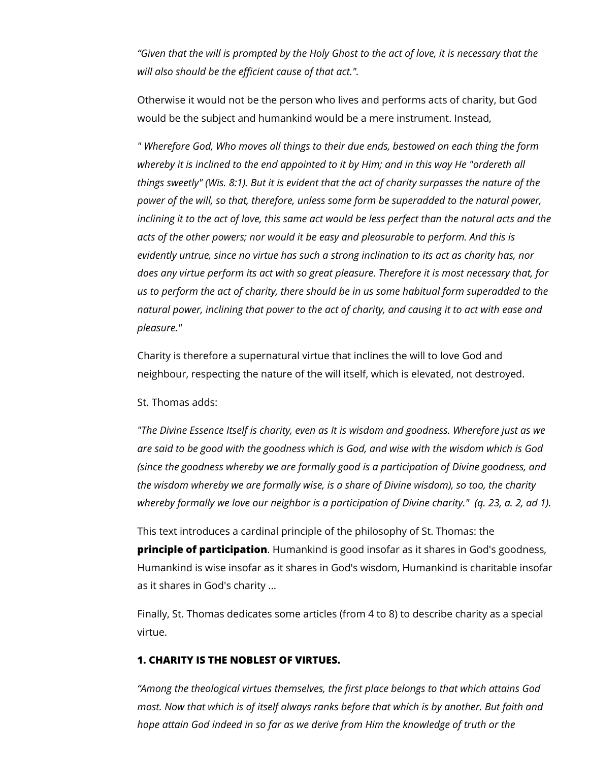*"Given that the will is prompted by the Holy Ghost to the act of love, it is necessary that the will also should be the efficient cause of that act.".*

Otherwise it would not be the person who lives and performs acts of charity, but God would be the subject and humankind would be a mere instrument. Instead,

*" Wherefore God, Who moves all things to their due ends, bestowed on each thing the form whereby it is inclined to the end appointed to it by Him; and in this way He "ordereth all things sweetly" (Wis. 8:1). But it is evident that the act of charity surpasses the nature of the power of the will, so that, therefore, unless some form be superadded to the natural power, inclining it to the act of love, this same act would be less perfect than the natural acts and the acts of the other powers; nor would it be easy and pleasurable to perform. And this is evidently untrue, since no virtue has such a strong inclination to its act as charity has, nor does any virtue perform its act with so great pleasure. Therefore it is most necessary that, for us to perform the act of charity, there should be in us some habitual form superadded to the natural power, inclining that power to the act of charity, and causing it to act with ease and pleasure."*

Charity is therefore a supernatural virtue that inclines the will to love God and neighbour, respecting the nature of the will itself, which is elevated, not destroyed.

St. Thomas adds:

*"The Divine Essence Itself is charity, even as It is wisdom and goodness. Wherefore just as we are said to be good with the goodness which is God, and wise with the wisdom which is God (since the goodness whereby we are formally good is a participation of Divine goodness, and the wisdom whereby we are formally wise, is a share of Divine wisdom), so too, the charity whereby formally we love our neighbor is a participation of Divine charity."  (q. 23, a. 2, ad 1).*

This text introduces a cardinal principle of the philosophy of St. Thomas: the **principle of participation**. Humankind is good insofar as it shares in God's goodness, Humankind is wise insofar as it shares in God's wisdom, Humankind is charitable insofar as it shares in God's charity ...

Finally, St. Thomas dedicates some articles (from 4 to 8) to describe charity as a special virtue.

#### 1. CHARITY IS THE NOBLEST OF VIRTUES.

*"Among the theological virtues themselves, the first place belongs to that which attains God most. Now that which is of itself always ranks before that which is by another. But faith and hope attain God indeed in so far as we derive from Him the knowledge of truth or the*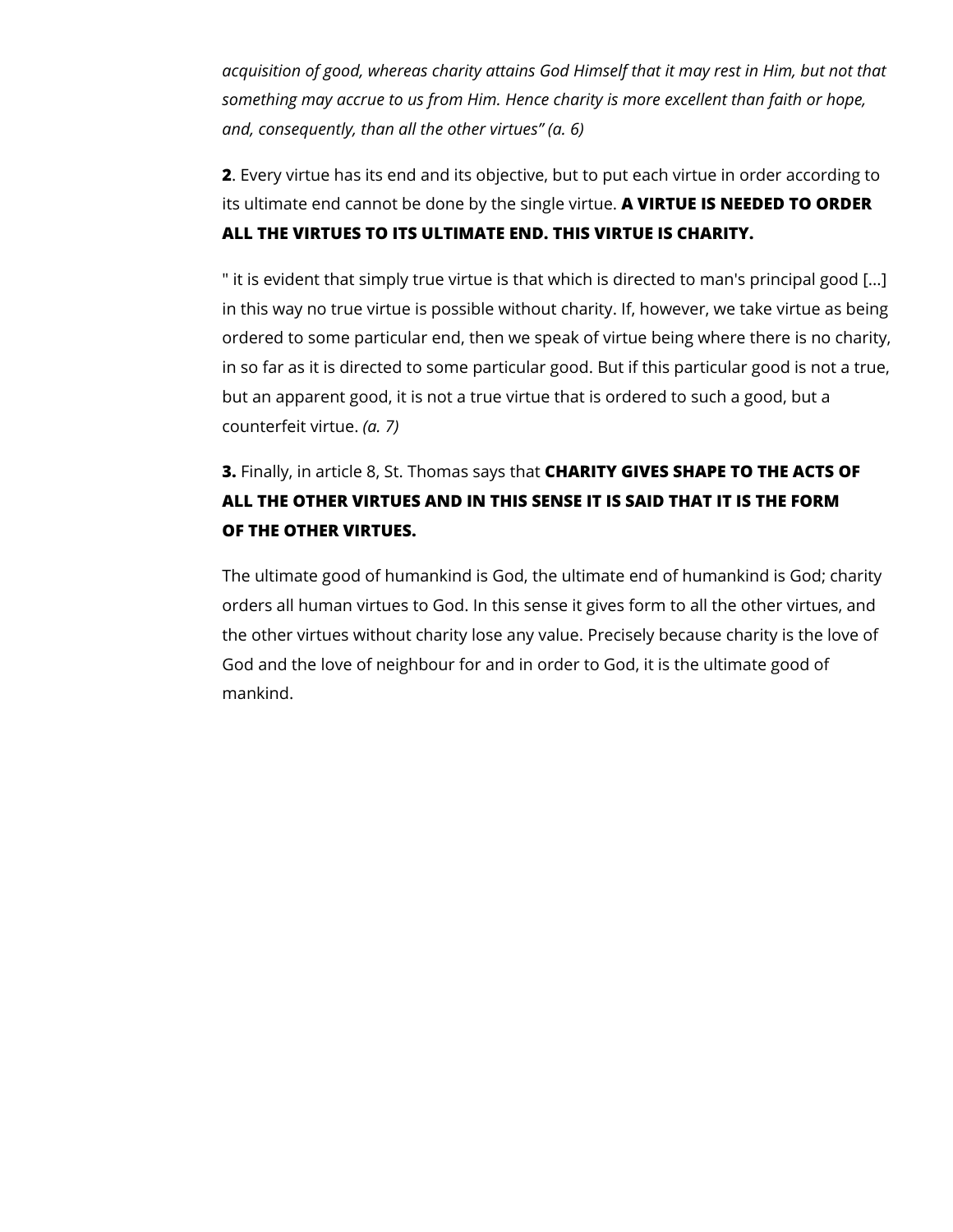*acquisition of good, whereas charity attains God Himself that it may rest in Him, but not that something may accrue to us from Him. Hence charity is more excellent than faith or hope, and, consequently, than all the other virtues" (a. 6)*

**2**. Every virtue has its end and its objective, but to put each virtue in order according to its ultimate end cannot be done by the single virtue. **A VIRTUE IS NEEDED TO ORDER ALL THE VIRTUES TO ITS ULTIMATE END. THIS VIRTUE IS CHARITY.**

" it is evident that simply true virtue is that which is directed to man's principal good [...] in this way no true virtue is possible without charity. If, however, we take virtue as being ordered to some particular end, then we speak of virtue being where there is no charity, in so far as it is directed to some particular good. But if this particular good is not a true, but an apparent good, it is not a true virtue that is ordered to such a good, but a counterfeit virtue. *(a. 7)*

**3.** Finally, in article 8, St. Thomas says that **CHARITY GIVES SHAPE TO THE ACTS OF ALL THE OTHER VIRTUES AND IN THIS SENSE IT IS SAID THAT IT IS THE FORM OF THE OTHER VIRTUES.**

The ultimate good of humankind is God, the ultimate end of humankind is God; charity orders all human virtues to God. In this sense it gives form to all the other virtues, and the other virtues without charity lose any value. Precisely because charity is the love of God and the love of neighbour for and in order to God, it is the ultimate good of mankind.